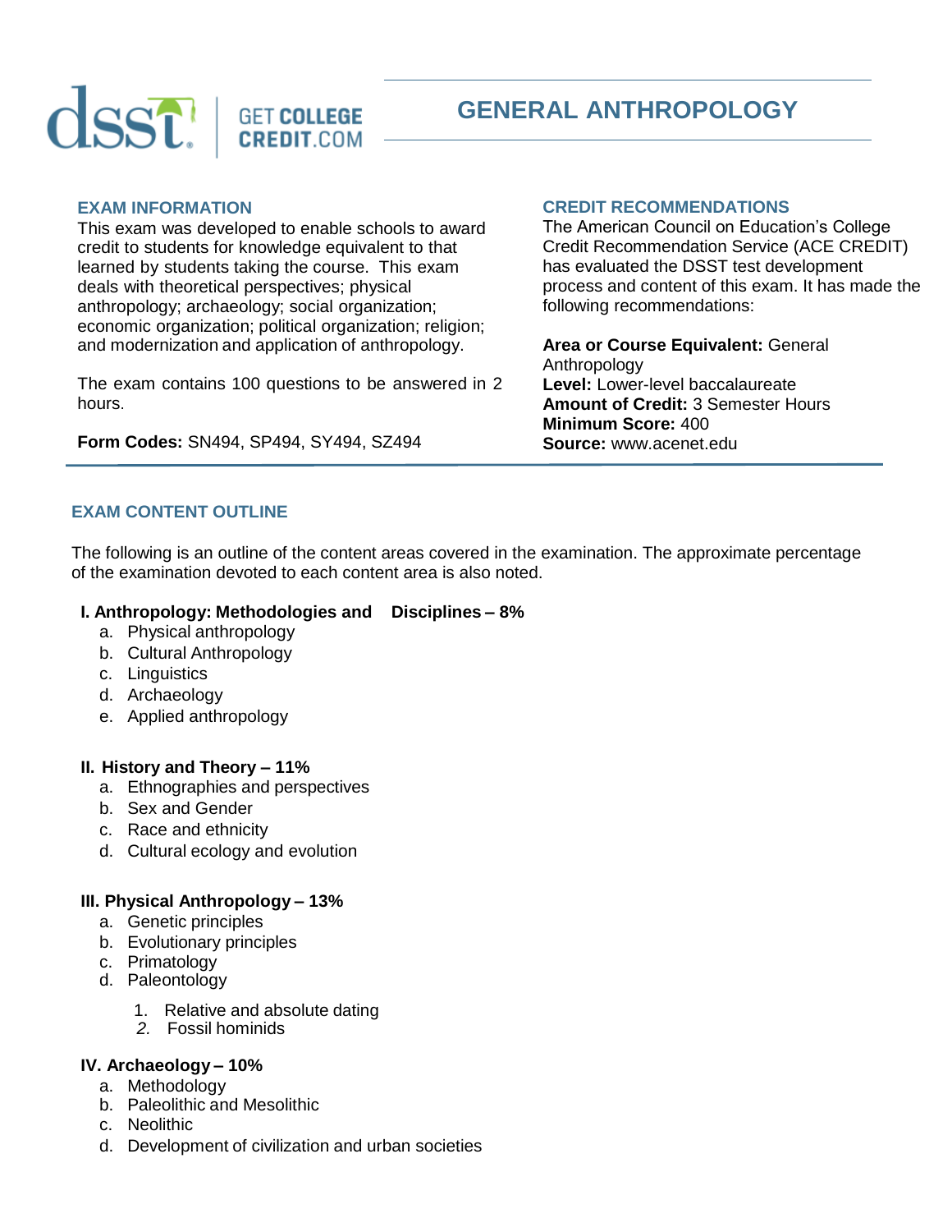dsst | GET COLLEGE CREDIT.COM

# GENERAL ANTHROPOLOGY

## EXAM INFORMATION

This exam was developed to enable schools to award credit to students for knowledge equivalent to that learned by students taking the course. This exam deals with theoretical perspectives; physical anthropology; archaeology; social organization; economic organization; political organization; religion; and modernization and application of anthropology.

The exam contains 100 questions to be answered in 2 hours.

**Form Codes:** SN494, SP494, SY494, SZ494

## CREDIT RECOMMENDATIONS

The American Council on Education's College Credit Recommendation Service (ACE CREDIT) has evaluated the DSST test development process and content of this exam. It has made the following recommendations:

**Area or Course Equivalent:** General Anthropology
**Level:** Lower-level baccalaureate
**Amount of Credit:** 3 Semester Hours
**Minimum Score:** 400
**Source:** www.acenet.edu

## EXAM CONTENT OUTLINE

The following is an outline of the content areas covered in the examination. The approximate percentage of the examination devoted to each content area is also noted.

**I. Anthropology: Methodologies and Disciplines – 8%**

a. Physical anthropology
b. Cultural Anthropology
c. Linguistics
d. Archaeology
e. Applied anthropology

**II. History and Theory – 11%**

a. Ethnographies and perspectives
b. Sex and Gender
c. Race and ethnicity
d. Cultural ecology and evolution

**III. Physical Anthropology – 13%**

a. Genetic principles
b. Evolutionary principles
c. Primatology
d. Paleontology
   1. Relative and absolute dating
   2. Fossil hominids

**IV. Archaeology – 10%**

a. Methodology
b. Paleolithic and Mesolithic
c. Neolithic
d. Development of civilization and urban societies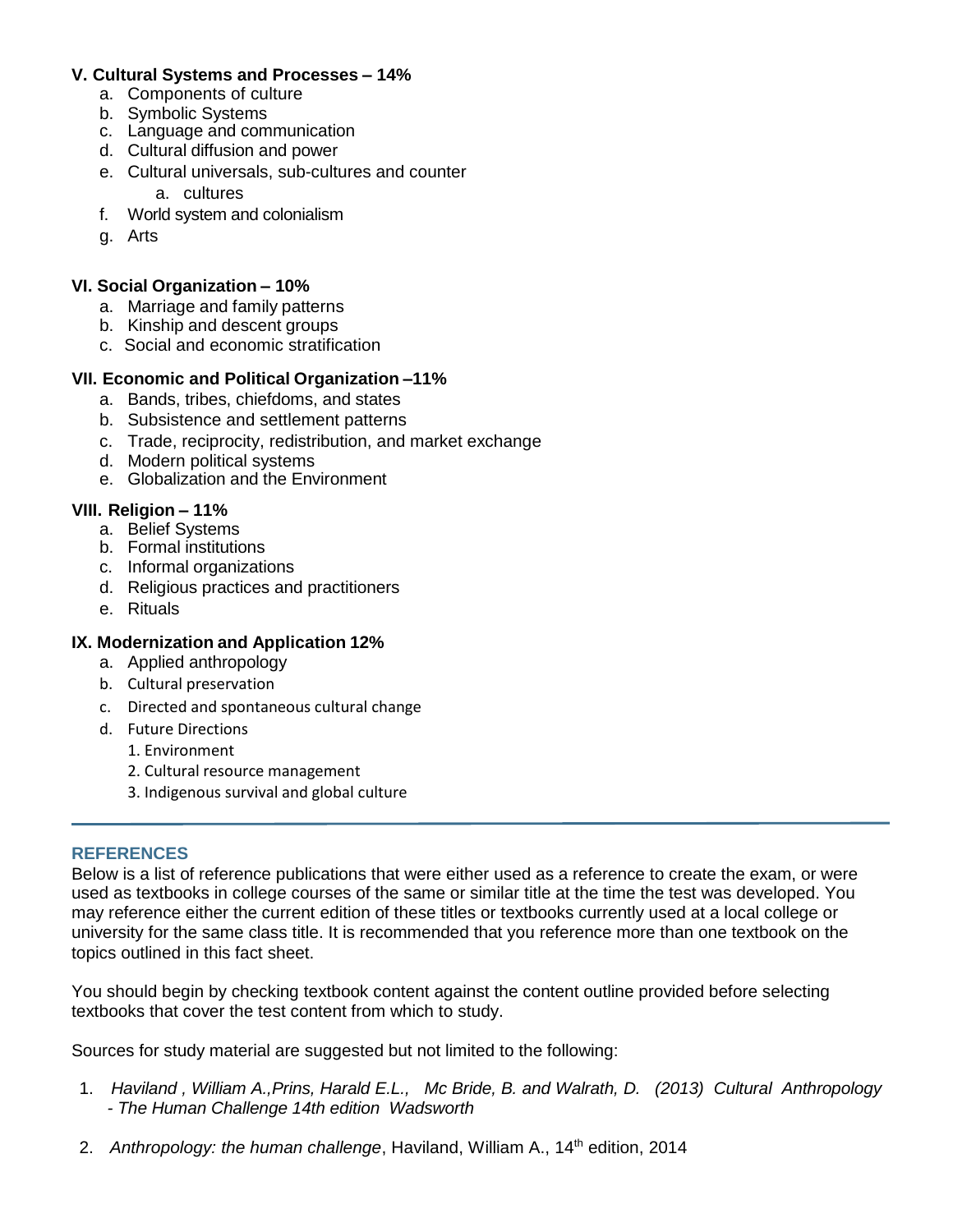**V. Cultural Systems and Processes – 14%**

a. Components of culture
b. Symbolic Systems
c. Language and communication
d. Cultural diffusion and power
e. Cultural universals, sub-cultures and counter
    a. cultures
f. World system and colonialism
g. Arts

**VI. Social Organization – 10%**

a. Marriage and family patterns
b. Kinship and descent groups
c. Social and economic stratification

**VII. Economic and Political Organization –11%**

a. Bands, tribes, chiefdoms, and states
b. Subsistence and settlement patterns
c. Trade, reciprocity, redistribution, and market exchange
d. Modern political systems
e. Globalization and the Environment

**VIII. Religion – 11%**

a. Belief Systems
b. Formal institutions
c. Informal organizations
d. Religious practices and practitioners
e. Rituals

**IX. Modernization and Application 12%**

a. Applied anthropology
b. Cultural preservation
c. Directed and spontaneous cultural change
d. Future Directions
    1. Environment
    2. Cultural resource management
    3. Indigenous survival and global culture

---

## REFERENCES

Below is a list of reference publications that were either used as a reference to create the exam, or were used as textbooks in college courses of the same or similar title at the time the test was developed. You may reference either the current edition of these titles or textbooks currently used at a local college or university for the same class title. It is recommended that you reference more than one textbook on the topics outlined in this fact sheet.

You should begin by checking textbook content against the content outline provided before selecting textbooks that cover the test content from which to study.

Sources for study material are suggested but not limited to the following:

1. *Haviland , William A.,Prins, Harald E.L., Mc Bride, B. and Walrath, D. (2013) Cultural Anthropology - The Human Challenge 14th edition Wadsworth*

2. *Anthropology: the human challenge*, Haviland, William A., 14th edition, 2014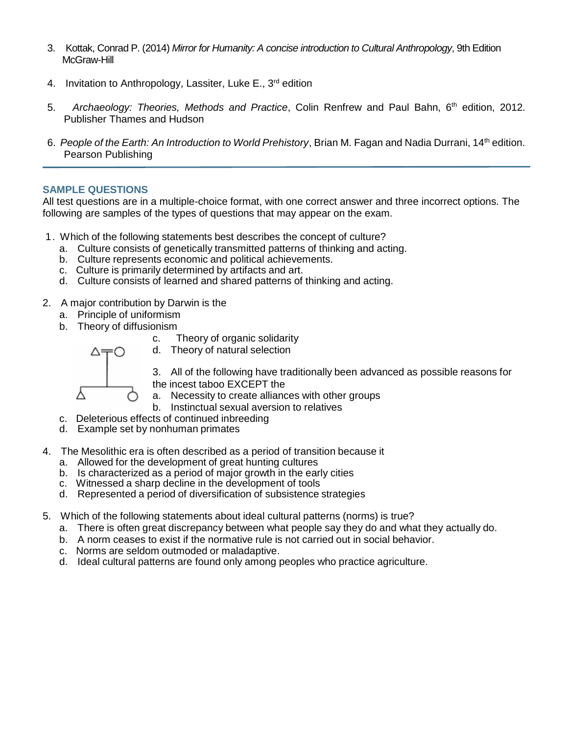3. Kottak, Conrad P. (2014) *Mirror for Humanity: A concise introduction to Cultural Anthropology*, 9th Edition McGraw-Hill

4. Invitation to Anthropology, Lassiter, Luke E., 3rd edition

5. *Archaeology: Theories, Methods and Practice*, Colin Renfrew and Paul Bahn, 6th edition, 2012. Publisher Thames and Hudson

6. *People of the Earth: An Introduction to World Prehistory*, Brian M. Fagan and Nadia Durrani, 14th edition. Pearson Publishing

---

## SAMPLE QUESTIONS

All test questions are in a multiple-choice format, with one correct answer and three incorrect options. The following are samples of the types of questions that may appear on the exam.

1. Which of the following statements best describes the concept of culture?
   a. Culture consists of genetically transmitted patterns of thinking and acting.
   b. Culture represents economic and political achievements.
   c. Culture is primarily determined by artifacts and art.
   d. Culture consists of learned and shared patterns of thinking and acting.

2. A major contribution by Darwin is the
   a. Principle of uniformism
   b. Theory of diffusionism
   c. Theory of organic solidarity
   d. Theory of natural selection

3. All of the following have traditionally been advanced as possible reasons for the incest taboo EXCEPT the
   a. Necessity to create alliances with other groups
   b. Instinctual sexual aversion to relatives
   c. Deleterious effects of continued inbreeding
   d. Example set by nonhuman primates

4. The Mesolithic era is often described as a period of transition because it
   a. Allowed for the development of great hunting cultures
   b. Is characterized as a period of major growth in the early cities
   c. Witnessed a sharp decline in the development of tools
   d. Represented a period of diversification of subsistence strategies

5. Which of the following statements about ideal cultural patterns (norms) is true?
   a. There is often great discrepancy between what people say they do and what they actually do.
   b. A norm ceases to exist if the normative rule is not carried out in social behavior.
   c. Norms are seldom outmoded or maladaptive.
   d. Ideal cultural patterns are found only among peoples who practice agriculture.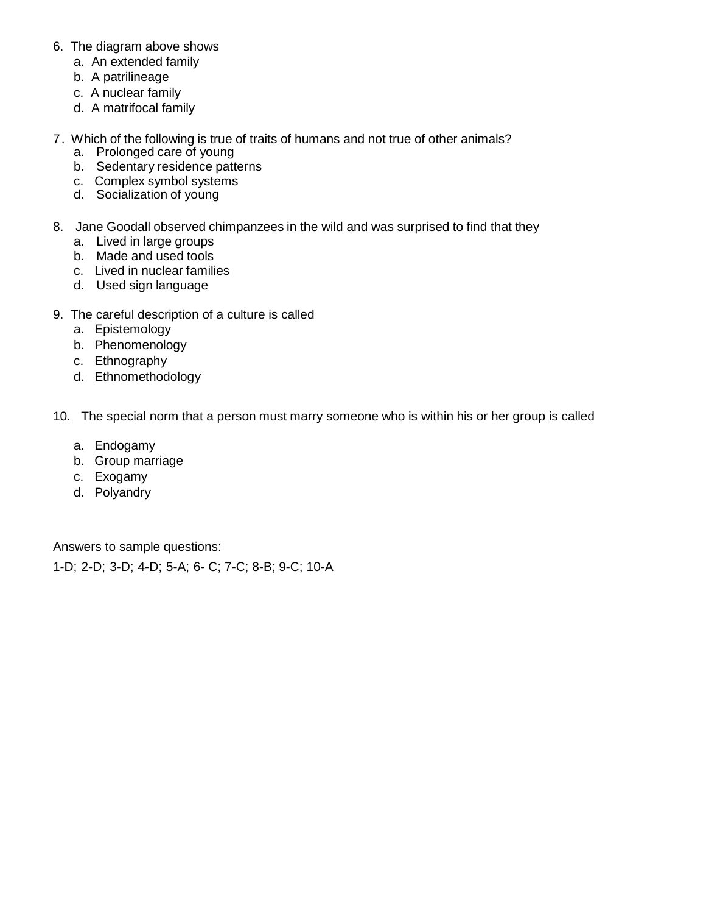6. The diagram above shows
   a. An extended family
   b. A patrilineage
   c. A nuclear family
   d. A matrifocal family

7. Which of the following is true of traits of humans and not true of other animals?
   a. Prolonged care of young
   b. Sedentary residence patterns
   c. Complex symbol systems
   d. Socialization of young

8. Jane Goodall observed chimpanzees in the wild and was surprised to find that they
   a. Lived in large groups
   b. Made and used tools
   c. Lived in nuclear families
   d. Used sign language

9. The careful description of a culture is called
   a. Epistemology
   b. Phenomenology
   c. Ethnography
   d. Ethnomethodology

10. The special norm that a person must marry someone who is within his or her group is called
    a. Endogamy
    b. Group marriage
    c. Exogamy
    d. Polyandry

Answers to sample questions:

1-D; 2-D; 3-D; 4-D; 5-A; 6- C; 7-C; 8-B; 9-C; 10-A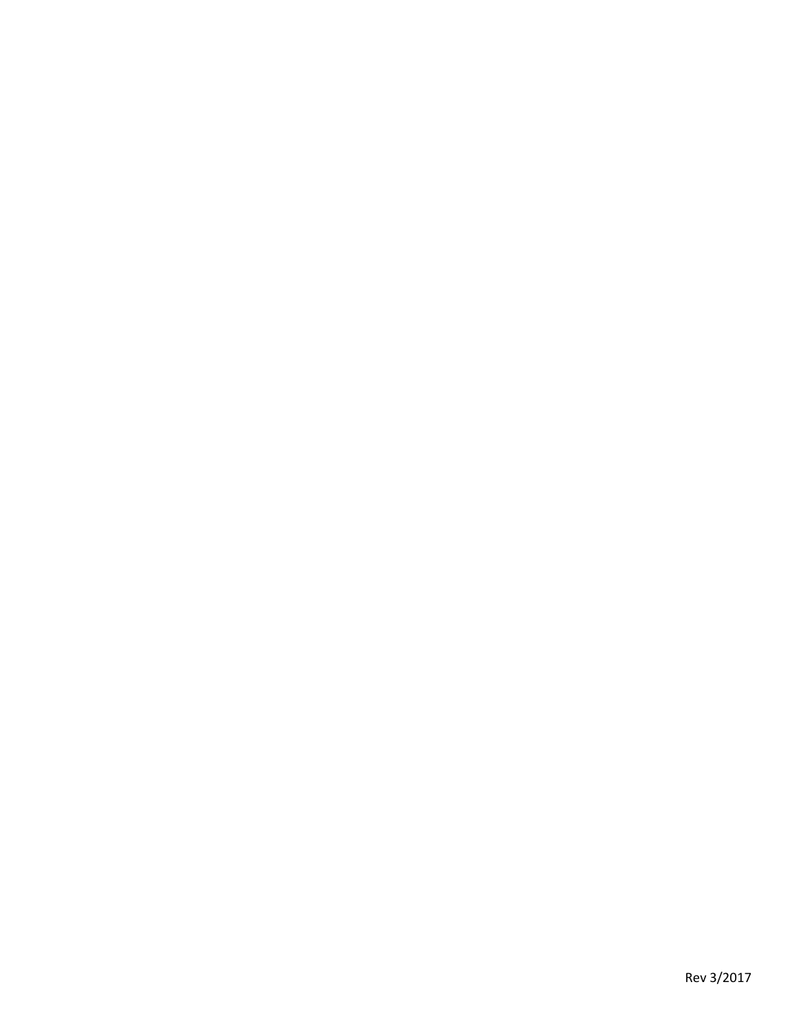Rev 3/2017